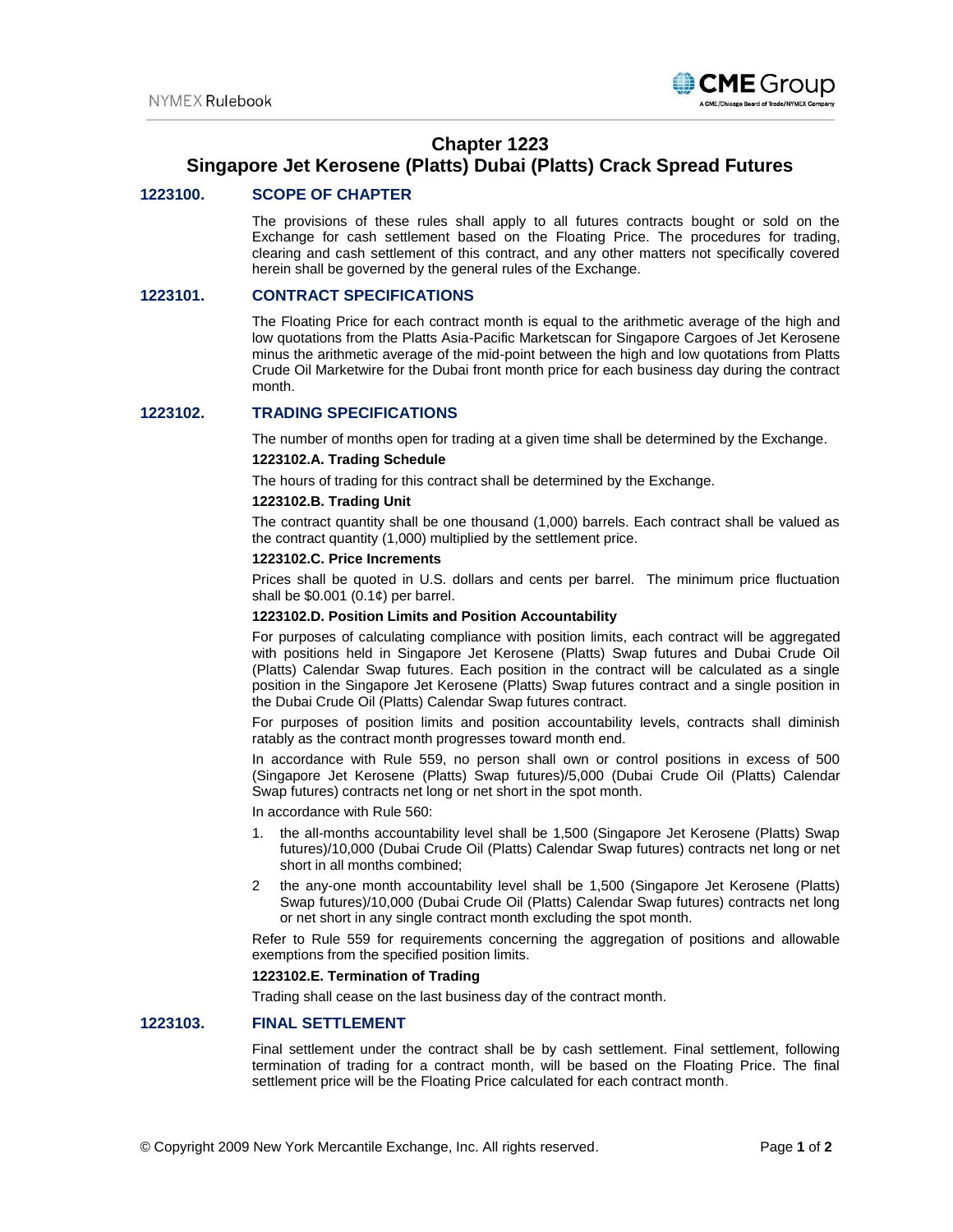# Chapter 1223
# Singapore Jet Kerosene (Platts) Dubai (Platts) Crack Spread Futures

## 1223100. SCOPE OF CHAPTER

The provisions of these rules shall apply to all futures contracts bought or sold on the Exchange for cash settlement based on the Floating Price. The procedures for trading, clearing and cash settlement of this contract, and any other matters not specifically covered herein shall be governed by the general rules of the Exchange.

## 1223101. CONTRACT SPECIFICATIONS

The Floating Price for each contract month is equal to the arithmetic average of the high and low quotations from the Platts Asia-Pacific Marketscan for Singapore Cargoes of Jet Kerosene minus the arithmetic average of the mid-point between the high and low quotations from Platts Crude Oil Marketwire for the Dubai front month price for each business day during the contract month.

## 1223102. TRADING SPECIFICATIONS

The number of months open for trading at a given time shall be determined by the Exchange.

### 1223102.A. Trading Schedule

The hours of trading for this contract shall be determined by the Exchange.

### 1223102.B. Trading Unit

The contract quantity shall be one thousand (1,000) barrels. Each contract shall be valued as the contract quantity (1,000) multiplied by the settlement price.

### 1223102.C. Price Increments

Prices shall be quoted in U.S. dollars and cents per barrel. The minimum price fluctuation shall be $0.001 (0.1¢) per barrel.

### 1223102.D. Position Limits and Position Accountability

For purposes of calculating compliance with position limits, each contract will be aggregated with positions held in Singapore Jet Kerosene (Platts) Swap futures and Dubai Crude Oil (Platts) Calendar Swap futures. Each position in the contract will be calculated as a single position in the Singapore Jet Kerosene (Platts) Swap futures contract and a single position in the Dubai Crude Oil (Platts) Calendar Swap futures contract.

For purposes of position limits and position accountability levels, contracts shall diminish ratably as the contract month progresses toward month end.

In accordance with Rule 559, no person shall own or control positions in excess of 500 (Singapore Jet Kerosene (Platts) Swap futures)/5,000 (Dubai Crude Oil (Platts) Calendar Swap futures) contracts net long or net short in the spot month.

In accordance with Rule 560:

1. the all-months accountability level shall be 1,500 (Singapore Jet Kerosene (Platts) Swap futures)/10,000 (Dubai Crude Oil (Platts) Calendar Swap futures) contracts net long or net short in all months combined;
2. the any-one month accountability level shall be 1,500 (Singapore Jet Kerosene (Platts) Swap futures)/10,000 (Dubai Crude Oil (Platts) Calendar Swap futures) contracts net long or net short in any single contract month excluding the spot month.

Refer to Rule 559 for requirements concerning the aggregation of positions and allowable exemptions from the specified position limits.

### 1223102.E. Termination of Trading

Trading shall cease on the last business day of the contract month.

## 1223103. FINAL SETTLEMENT

Final settlement under the contract shall be by cash settlement. Final settlement, following termination of trading for a contract month, will be based on the Floating Price. The final settlement price will be the Floating Price calculated for each contract month.

© Copyright 2009 New York Mercantile Exchange, Inc. All rights reserved.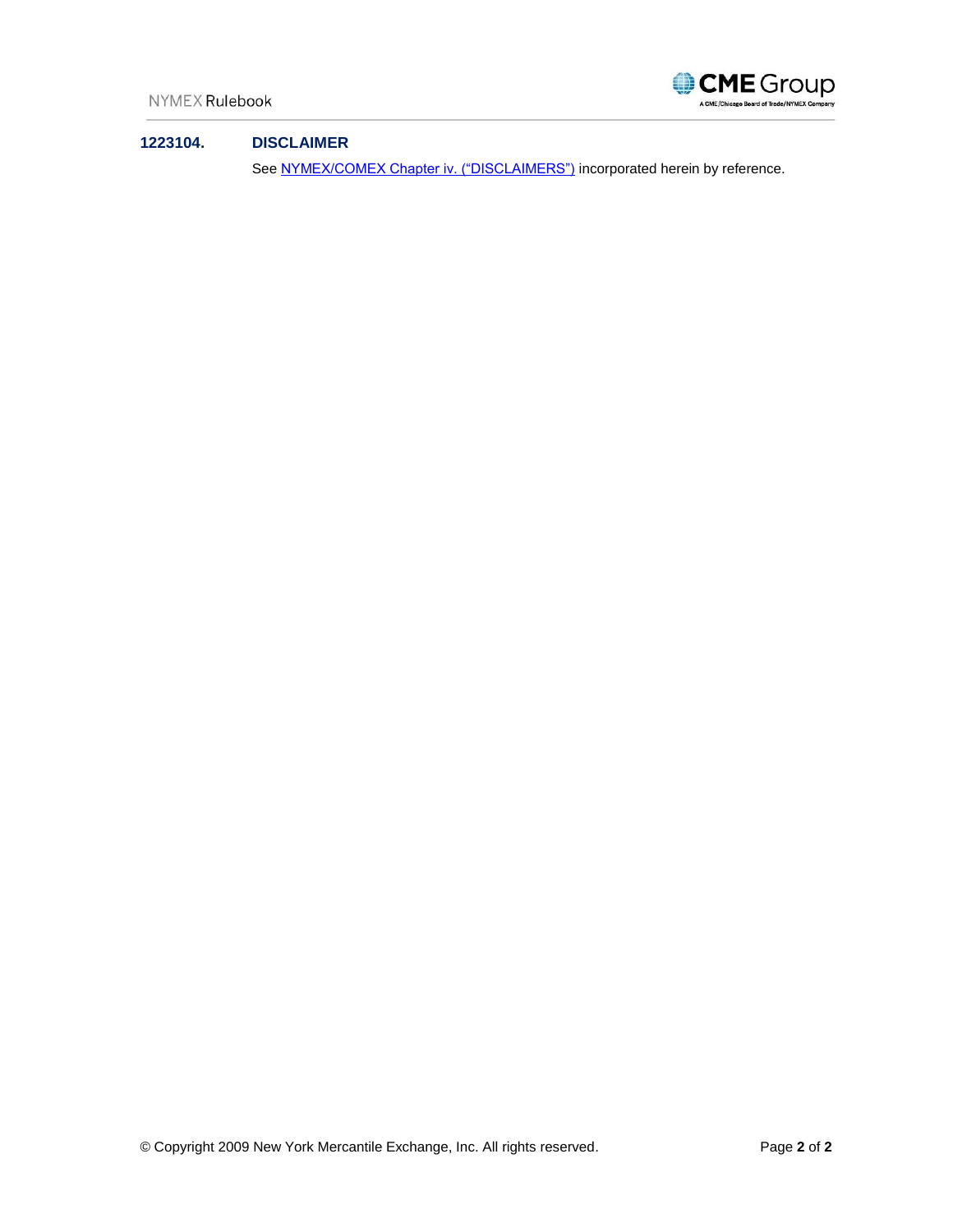## 1223104. DISCLAIMER

See NYMEX/COMEX Chapter iv. ("DISCLAIMERS") incorporated herein by reference.

© Copyright 2009 New York Mercantile Exchange, Inc. All rights reserved.